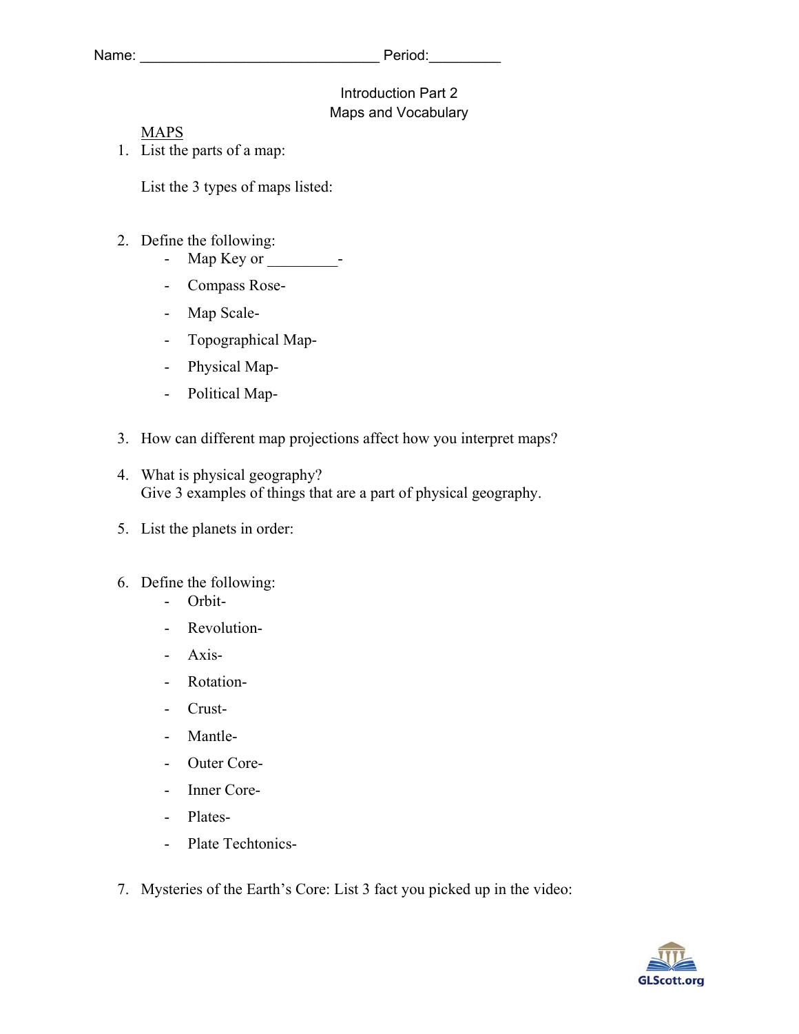Name: ______________________________ Period:_________

Introduction Part 2
Maps and Vocabulary

MAPS

1. List the parts of a map:

   List the 3 types of maps listed:

2. Define the following:
   - Map Key or _________-
   - Compass Rose-
   - Map Scale-
   - Topographical Map-
   - Physical Map-
   - Political Map-

3. How can different map projections affect how you interpret maps?

4. What is physical geography?
   Give 3 examples of things that are a part of physical geography.

5. List the planets in order:

6. Define the following:
   - Orbit-
   - Revolution-
   - Axis-
   - Rotation-
   - Crust-
   - Mantle-
   - Outer Core-
   - Inner Core-
   - Plates-
   - Plate Techtonics-

7. Mysteries of the Earth's Core: List 3 fact you picked up in the video: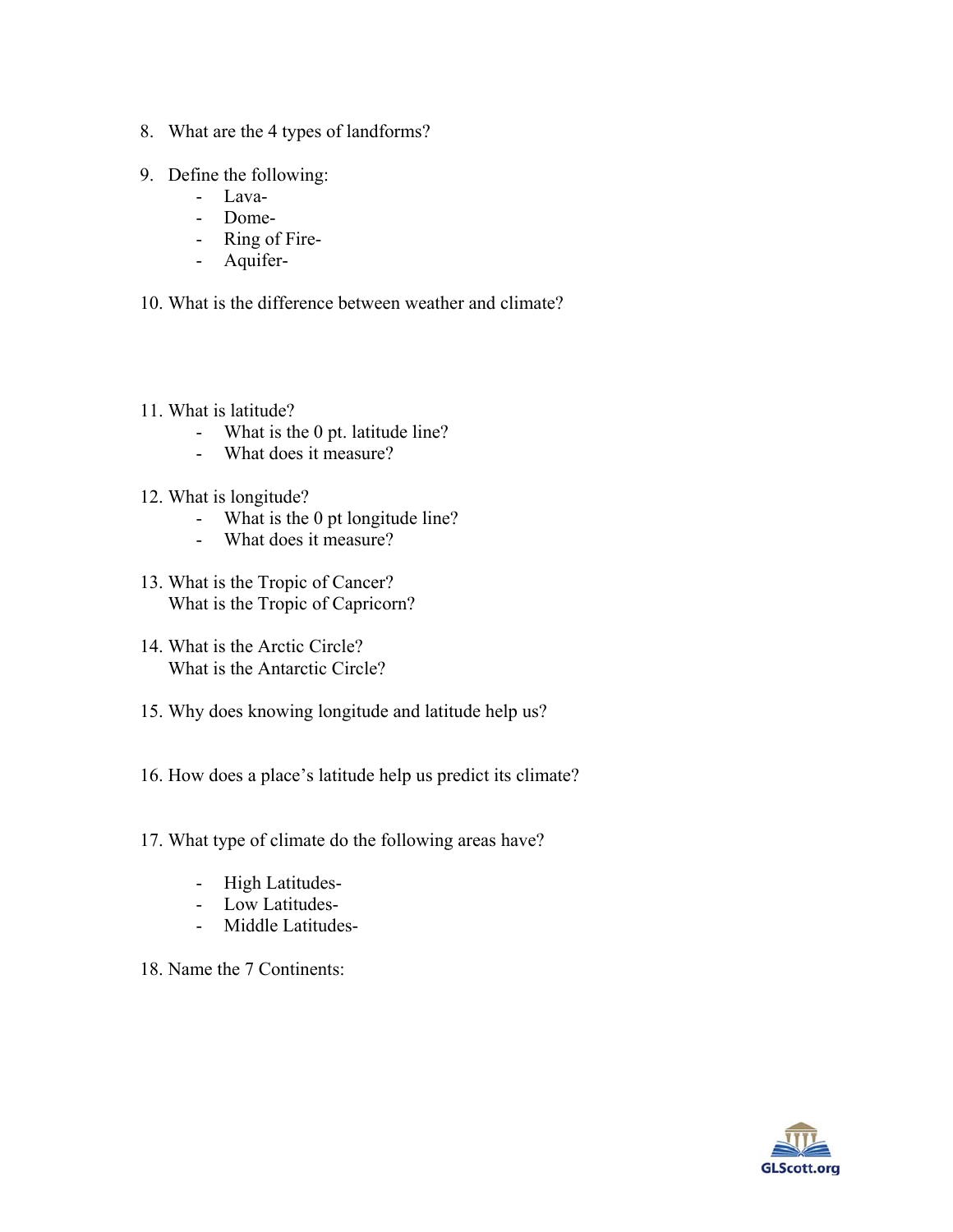8. What are the 4 types of landforms?

9. Define the following:
    - Lava-
    - Dome-
    - Ring of Fire-
    - Aquifer-

10. What is the difference between weather and climate?

11. What is latitude?
    - What is the 0 pt. latitude line?
    - What does it measure?

12. What is longitude?
    - What is the 0 pt longitude line?
    - What does it measure?

13. What is the Tropic of Cancer?
    What is the Tropic of Capricorn?

14. What is the Arctic Circle?
    What is the Antarctic Circle?

15. Why does knowing longitude and latitude help us?

16. How does a place's latitude help us predict its climate?

17. What type of climate do the following areas have?

    - High Latitudes-
    - Low Latitudes-
    - Middle Latitudes-

18. Name the 7 Continents: